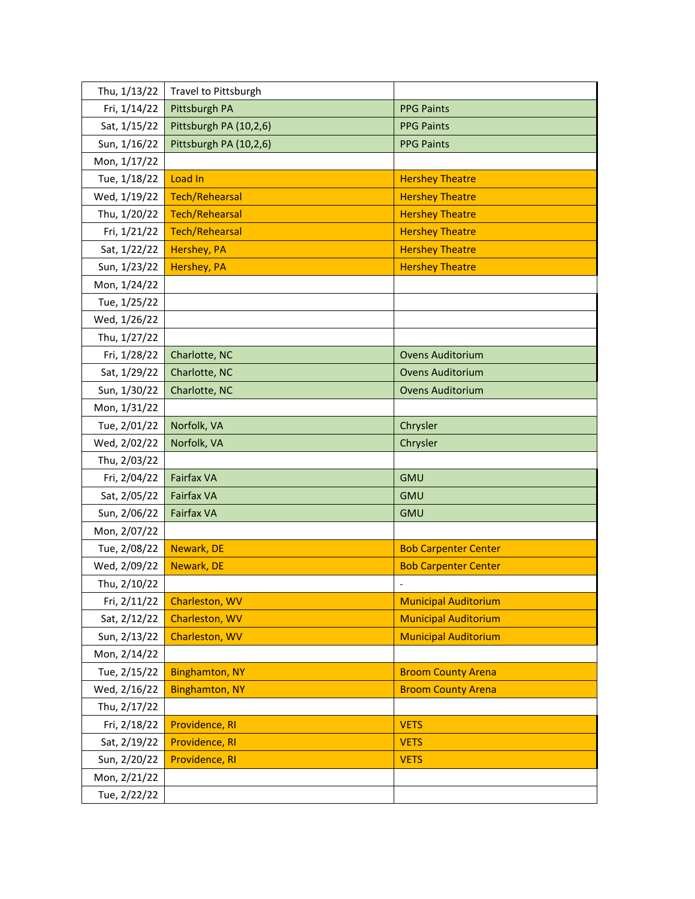| | | |
|---|---|---|
| Thu, 1/13/22 | Travel to Pittsburgh | |
| Fri, 1/14/22 | Pittsburgh PA | PPG Paints |
| Sat, 1/15/22 | Pittsburgh PA (10,2,6) | PPG Paints |
| Sun, 1/16/22 | Pittsburgh PA (10,2,6) | PPG Paints |
| Mon, 1/17/22 | | |
| Tue, 1/18/22 | Load In | Hershey Theatre |
| Wed, 1/19/22 | Tech/Rehearsal | Hershey Theatre |
| Thu, 1/20/22 | Tech/Rehearsal | Hershey Theatre |
| Fri, 1/21/22 | Tech/Rehearsal | Hershey Theatre |
| Sat, 1/22/22 | Hershey, PA | Hershey Theatre |
| Sun, 1/23/22 | Hershey, PA | Hershey Theatre |
| Mon, 1/24/22 | | |
| Tue, 1/25/22 | | |
| Wed, 1/26/22 | | |
| Thu, 1/27/22 | | |
| Fri, 1/28/22 | Charlotte, NC | Ovens Auditorium |
| Sat, 1/29/22 | Charlotte, NC | Ovens Auditorium |
| Sun, 1/30/22 | Charlotte, NC | Ovens Auditorium |
| Mon, 1/31/22 | | |
| Tue, 2/01/22 | Norfolk, VA | Chrysler |
| Wed, 2/02/22 | Norfolk, VA | Chrysler |
| Thu, 2/03/22 | | |
| Fri, 2/04/22 | Fairfax VA | GMU |
| Sat, 2/05/22 | Fairfax VA | GMU |
| Sun, 2/06/22 | Fairfax VA | GMU |
| Mon, 2/07/22 | | |
| Tue, 2/08/22 | Newark, DE | Bob Carpenter Center |
| Wed, 2/09/22 | Newark, DE | Bob Carpenter Center |
| Thu, 2/10/22 | | - |
| Fri, 2/11/22 | Charleston, WV | Municipal Auditorium |
| Sat, 2/12/22 | Charleston, WV | Municipal Auditorium |
| Sun, 2/13/22 | Charleston, WV | Municipal Auditorium |
| Mon, 2/14/22 | | |
| Tue, 2/15/22 | Binghamton, NY | Broom County Arena |
| Wed, 2/16/22 | Binghamton, NY | Broom County Arena |
| Thu, 2/17/22 | | |
| Fri, 2/18/22 | Providence, RI | VETS |
| Sat, 2/19/22 | Providence, RI | VETS |
| Sun, 2/20/22 | Providence, RI | VETS |
| Mon, 2/21/22 | | |
| Tue, 2/22/22 | | |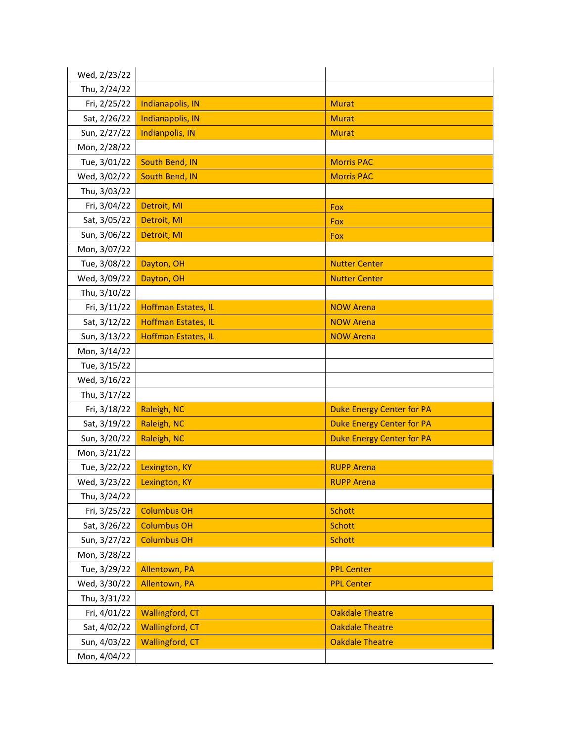| | | |
|---|---|---|
| Wed, 2/23/22 | | |
| Thu, 2/24/22 | | |
| Fri, 2/25/22 | Indianapolis, IN | Murat |
| Sat, 2/26/22 | Indianapolis, IN | Murat |
| Sun, 2/27/22 | Indianpolis, IN | Murat |
| Mon, 2/28/22 | | |
| Tue, 3/01/22 | South Bend, IN | Morris PAC |
| Wed, 3/02/22 | South Bend, IN | Morris PAC |
| Thu, 3/03/22 | | |
| Fri, 3/04/22 | Detroit, MI | Fox |
| Sat, 3/05/22 | Detroit, MI | Fox |
| Sun, 3/06/22 | Detroit, MI | Fox |
| Mon, 3/07/22 | | |
| Tue, 3/08/22 | Dayton, OH | Nutter Center |
| Wed, 3/09/22 | Dayton, OH | Nutter Center |
| Thu, 3/10/22 | | |
| Fri, 3/11/22 | Hoffman Estates, IL | NOW Arena |
| Sat, 3/12/22 | Hoffman Estates, IL | NOW Arena |
| Sun, 3/13/22 | Hoffman Estates, IL | NOW Arena |
| Mon, 3/14/22 | | |
| Tue, 3/15/22 | | |
| Wed, 3/16/22 | | |
| Thu, 3/17/22 | | |
| Fri, 3/18/22 | Raleigh, NC | Duke Energy Center for PA |
| Sat, 3/19/22 | Raleigh, NC | Duke Energy Center for PA |
| Sun, 3/20/22 | Raleigh, NC | Duke Energy Center for PA |
| Mon, 3/21/22 | | |
| Tue, 3/22/22 | Lexington, KY | RUPP Arena |
| Wed, 3/23/22 | Lexington, KY | RUPP Arena |
| Thu, 3/24/22 | | |
| Fri, 3/25/22 | Columbus OH | Schott |
| Sat, 3/26/22 | Columbus OH | Schott |
| Sun, 3/27/22 | Columbus OH | Schott |
| Mon, 3/28/22 | | |
| Tue, 3/29/22 | Allentown, PA | PPL Center |
| Wed, 3/30/22 | Allentown, PA | PPL Center |
| Thu, 3/31/22 | | |
| Fri, 4/01/22 | Wallingford, CT | Oakdale Theatre |
| Sat, 4/02/22 | Wallingford, CT | Oakdale Theatre |
| Sun, 4/03/22 | Wallingford, CT | Oakdale Theatre |
| Mon, 4/04/22 | | |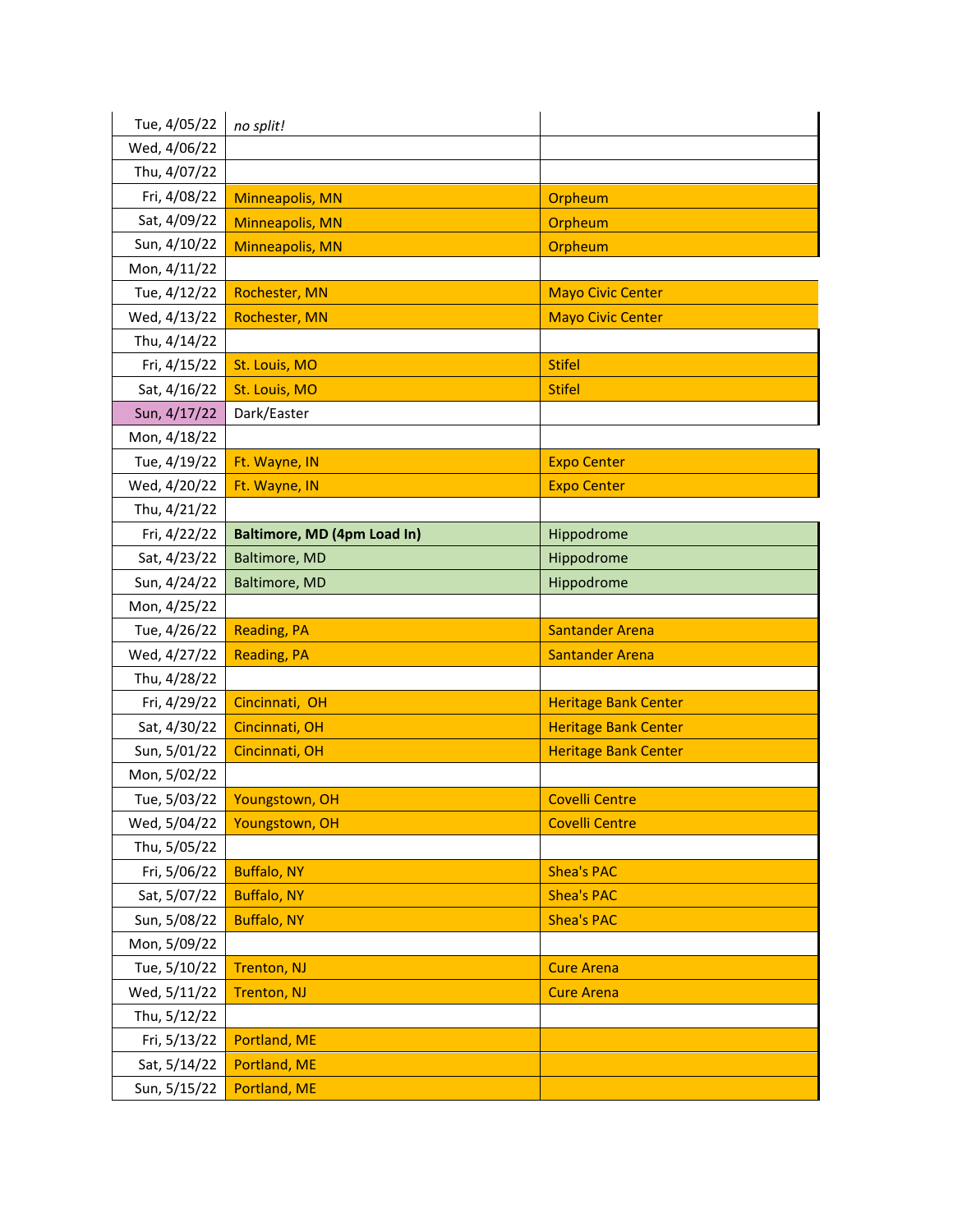| | | |
|---|---|---|
| Tue, 4/05/22 | *no split!* | |
| Wed, 4/06/22 | | |
| Thu, 4/07/22 | | |
| Fri, 4/08/22 | Minneapolis, MN | Orpheum |
| Sat, 4/09/22 | Minneapolis, MN | Orpheum |
| Sun, 4/10/22 | Minneapolis, MN | Orpheum |
| Mon, 4/11/22 | | |
| Tue, 4/12/22 | Rochester, MN | Mayo Civic Center |
| Wed, 4/13/22 | Rochester, MN | Mayo Civic Center |
| Thu, 4/14/22 | | |
| Fri, 4/15/22 | St. Louis, MO | Stifel |
| Sat, 4/16/22 | St. Louis, MO | Stifel |
| Sun, 4/17/22 | Dark/Easter | |
| Mon, 4/18/22 | | |
| Tue, 4/19/22 | Ft. Wayne, IN | Expo Center |
| Wed, 4/20/22 | Ft. Wayne, IN | Expo Center |
| Thu, 4/21/22 | | |
| Fri, 4/22/22 | **Baltimore, MD (4pm Load In)** | Hippodrome |
| Sat, 4/23/22 | Baltimore, MD | Hippodrome |
| Sun, 4/24/22 | Baltimore, MD | Hippodrome |
| Mon, 4/25/22 | | |
| Tue, 4/26/22 | Reading, PA | Santander Arena |
| Wed, 4/27/22 | Reading, PA | Santander Arena |
| Thu, 4/28/22 | | |
| Fri, 4/29/22 | Cincinnati, OH | Heritage Bank Center |
| Sat, 4/30/22 | Cincinnati, OH | Heritage Bank Center |
| Sun, 5/01/22 | Cincinnati, OH | Heritage Bank Center |
| Mon, 5/02/22 | | |
| Tue, 5/03/22 | Youngstown, OH | Covelli Centre |
| Wed, 5/04/22 | Youngstown, OH | Covelli Centre |
| Thu, 5/05/22 | | |
| Fri, 5/06/22 | Buffalo, NY | Shea's PAC |
| Sat, 5/07/22 | Buffalo, NY | Shea's PAC |
| Sun, 5/08/22 | Buffalo, NY | Shea's PAC |
| Mon, 5/09/22 | | |
| Tue, 5/10/22 | Trenton, NJ | Cure Arena |
| Wed, 5/11/22 | Trenton, NJ | Cure Arena |
| Thu, 5/12/22 | | |
| Fri, 5/13/22 | Portland, ME | |
| Sat, 5/14/22 | Portland, ME | |
| Sun, 5/15/22 | Portland, ME | |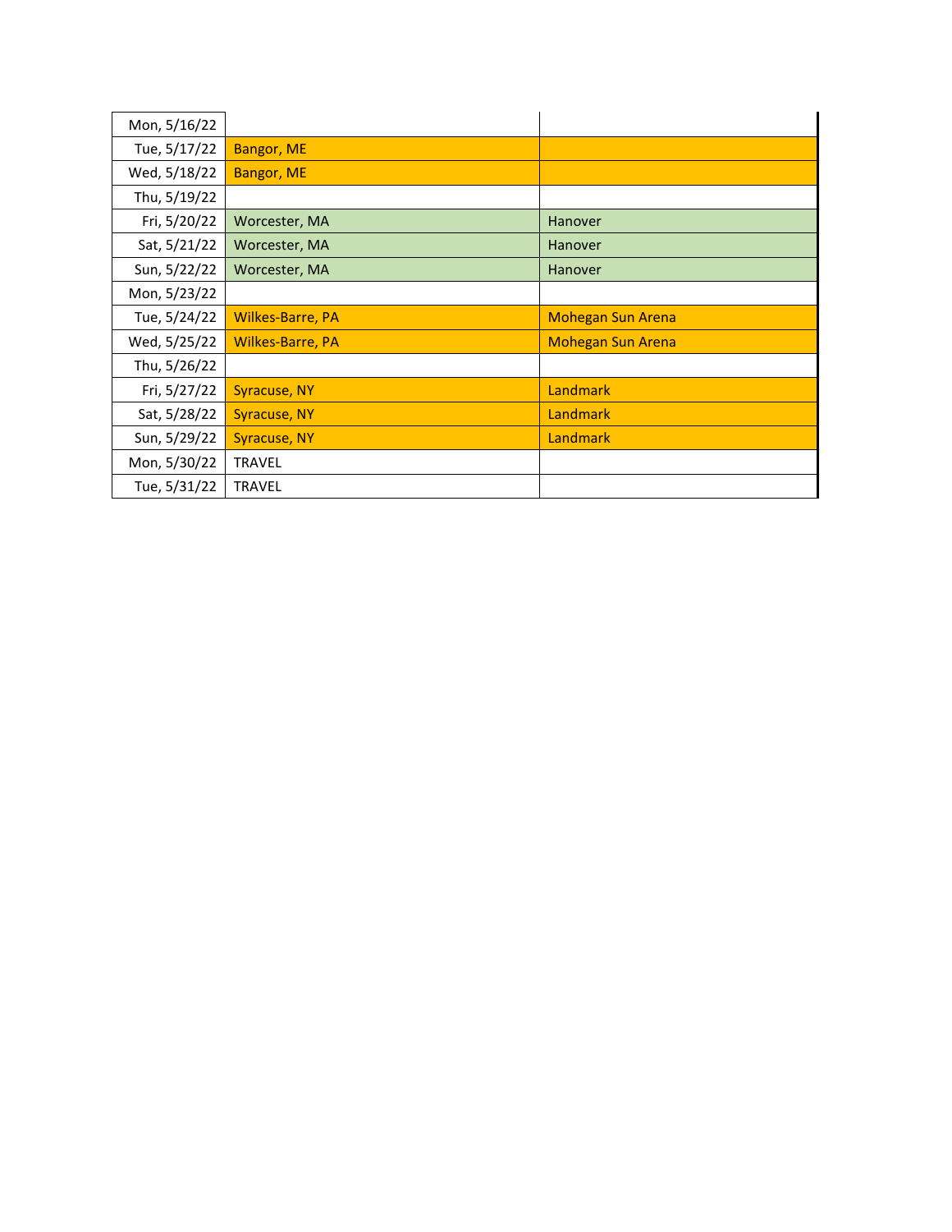| | | |
|---|---|---|
| Mon, 5/16/22 | | |
| Tue, 5/17/22 | Bangor, ME | |
| Wed, 5/18/22 | Bangor, ME | |
| Thu, 5/19/22 | | |
| Fri, 5/20/22 | Worcester, MA | Hanover |
| Sat, 5/21/22 | Worcester, MA | Hanover |
| Sun, 5/22/22 | Worcester, MA | Hanover |
| Mon, 5/23/22 | | |
| Tue, 5/24/22 | Wilkes-Barre, PA | Mohegan Sun Arena |
| Wed, 5/25/22 | Wilkes-Barre, PA | Mohegan Sun Arena |
| Thu, 5/26/22 | | |
| Fri, 5/27/22 | Syracuse, NY | Landmark |
| Sat, 5/28/22 | Syracuse, NY | Landmark |
| Sun, 5/29/22 | Syracuse, NY | Landmark |
| Mon, 5/30/22 | TRAVEL | |
| Tue, 5/31/22 | TRAVEL | |